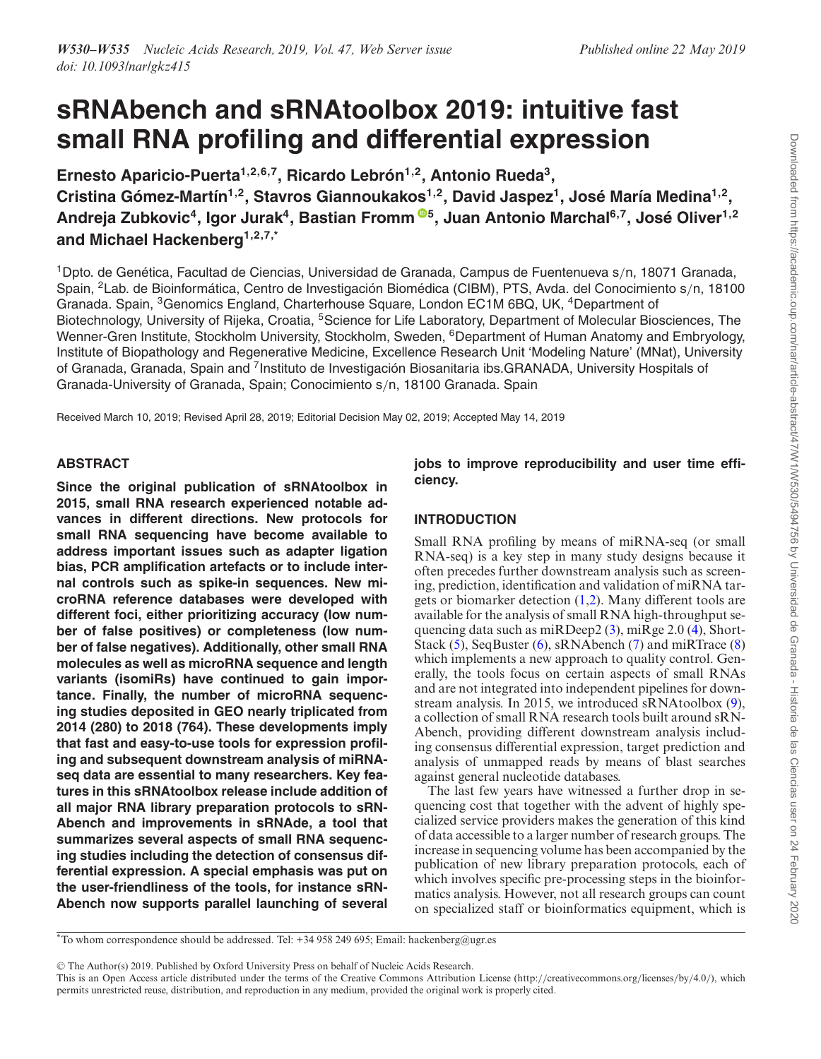# sRNAbench and sRNAtoolbox 2019: intuitive fast small RNA profiling and differential expression

**Ernesto Aparicio-Puerta[1,2,6,7], Ricardo Lebrón[1,2], Antonio Rueda[3], Cristina Gómez-Martín[1,2], Stavros Giannoukakos[1,2], David Jaspez[1], José María Medina[1,2], Andreja Zubkovic[4], Igor Jurak[4], Bastian Fromm[5], Juan Antonio Marchal[6,7], José Oliver[1,2] and Michael Hackenberg[1,2,7,*]**

[1]Dpto. de Genética, Facultad de Ciencias, Universidad de Granada, Campus de Fuentenueva s/n, 18071 Granada, Spain, [2]Lab. de Bioinformática, Centro de Investigación Biomédica (CIBM), PTS, Avda. del Conocimiento s/n, 18100 Granada. Spain, [3]Genomics England, Charterhouse Square, London EC1M 6BQ, UK, [4]Department of Biotechnology, University of Rijeka, Croatia, [5]Science for Life Laboratory, Department of Molecular Biosciences, The Wenner-Gren Institute, Stockholm University, Stockholm, Sweden, [6]Department of Human Anatomy and Embryology, Institute of Biopathology and Regenerative Medicine, Excellence Research Unit 'Modeling Nature' (MNat), University of Granada, Granada, Spain and [7]Instituto de Investigación Biosanitaria ibs.GRANADA, University Hospitals of Granada-University of Granada, Spain; Conocimiento s/n, 18100 Granada. Spain

Received March 10, 2019; Revised April 28, 2019; Editorial Decision May 02, 2019; Accepted May 14, 2019

## ABSTRACT

**Since the original publication of sRNAtoolbox in 2015, small RNA research experienced notable advances in different directions. New protocols for small RNA sequencing have become available to address important issues such as adapter ligation bias, PCR amplification artefacts or to include internal controls such as spike-in sequences. New microRNA reference databases were developed with different foci, either prioritizing accuracy (low number of false positives) or completeness (low number of false negatives). Additionally, other small RNA molecules as well as microRNA sequence and length variants (isomiRs) have continued to gain importance. Finally, the number of microRNA sequencing studies deposited in GEO nearly triplicated from 2014 (280) to 2018 (764). These developments imply that fast and easy-to-use tools for expression profiling and subsequent downstream analysis of miRNA-seq data are essential to many researchers. Key features in this sRNAtoolbox release include addition of all major RNA library preparation protocols to sRNAbench and improvements in sRNAde, a tool that summarizes several aspects of small RNA sequencing studies including the detection of consensus differential expression. A special emphasis was put on the user-friendliness of the tools, for instance sRNAbench now supports parallel launching of several jobs to improve reproducibility and user time efficiency.**

## INTRODUCTION

Small RNA profiling by means of miRNA-seq (or small RNA-seq) is a key step in many study designs because it often precedes further downstream analysis such as screening, prediction, identification and validation of miRNA targets or biomarker detection (1,2). Many different tools are available for the analysis of small RNA high-throughput sequencing data such as miRDeep2 (3), miRge 2.0 (4), ShortStack (5), SeqBuster (6), sRNAbench (7) and miRTrace (8) which implements a new approach to quality control. Generally, the tools focus on certain aspects of small RNAs and are not integrated into independent pipelines for downstream analysis. In 2015, we introduced sRNAtoolbox (9), a collection of small RNA research tools built around sRNAbench, providing different downstream analysis including consensus differential expression, target prediction and analysis of unmapped reads by means of blast searches against general nucleotide databases.

The last few years have witnessed a further drop in sequencing cost that together with the advent of highly specialized service providers makes the generation of this kind of data accessible to a larger number of research groups. The increase in sequencing volume has been accompanied by the publication of new library preparation protocols, each of which involves specific pre-processing steps in the bioinformatics analysis. However, not all research groups can count on specialized staff or bioinformatics equipment, which is

*To whom correspondence should be addressed. Tel: +34 958 249 695; Email: hackenberg@ugr.es

© The Author(s) 2019. Published by Oxford University Press on behalf of Nucleic Acids Research.
This is an Open Access article distributed under the terms of the Creative Commons Attribution License (http://creativecommons.org/licenses/by/4.0/), which permits unrestricted reuse, distribution, and reproduction in any medium, provided the original work is properly cited.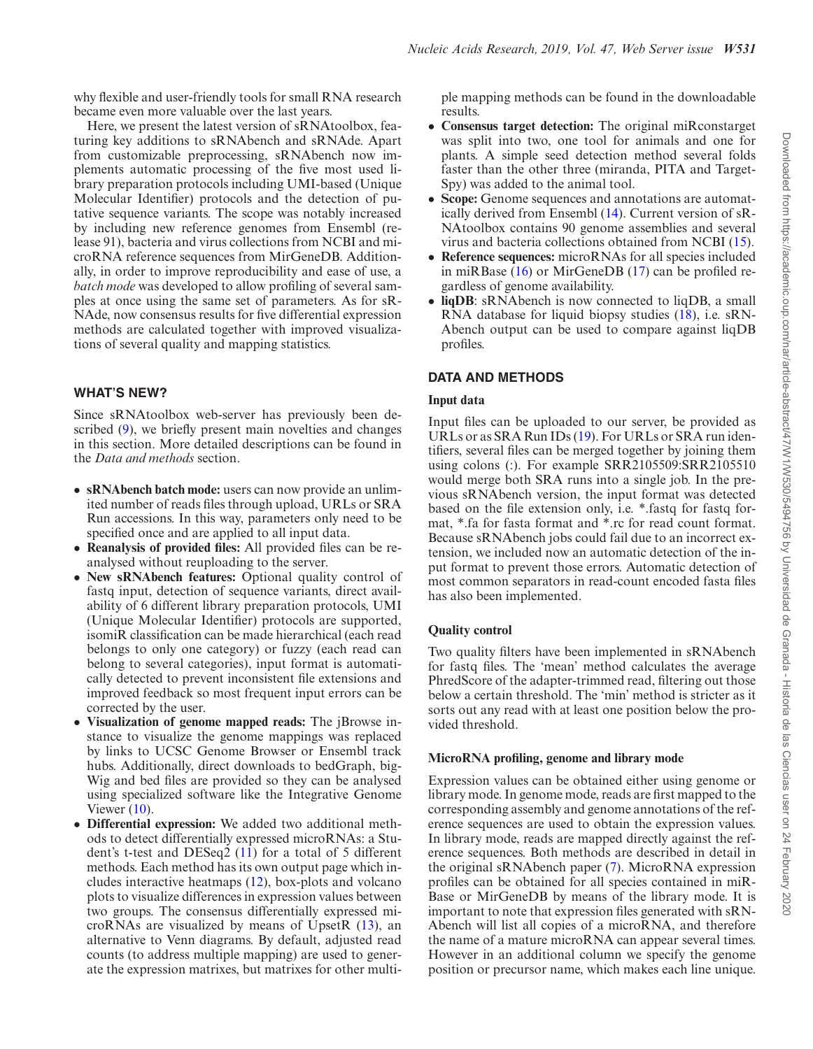why flexible and user-friendly tools for small RNA research became even more valuable over the last years.

Here, we present the latest version of sRNAtoolbox, featuring key additions to sRNAbench and sRNAde. Apart from customizable preprocessing, sRNAbench now implements automatic processing of the five most used library preparation protocols including UMI-based (Unique Molecular Identifier) protocols and the detection of putative sequence variants. The scope was notably increased by including new reference genomes from Ensembl (release 91), bacteria and virus collections from NCBI and microRNA reference sequences from MirGeneDB. Additionally, in order to improve reproducibility and ease of use, a *batch mode* was developed to allow profiling of several samples at once using the same set of parameters. As for sRNAde, now consensus results for five differential expression methods are calculated together with improved visualizations of several quality and mapping statistics.

## WHAT'S NEW?

Since sRNAtoolbox web-server has previously been described (9), we briefly present main novelties and changes in this section. More detailed descriptions can be found in the *Data and methods* section.

- **sRNAbench batch mode:** users can now provide an unlimited number of reads files through upload, URLs or SRA Run accessions. In this way, parameters only need to be specified once and are applied to all input data.
- **Reanalysis of provided files:** All provided files can be reanalysed without reuploading to the server.
- **New sRNAbench features:** Optional quality control of fastq input, detection of sequence variants, direct availability of 6 different library preparation protocols, UMI (Unique Molecular Identifier) protocols are supported, isomiR classification can be made hierarchical (each read belongs to only one category) or fuzzy (each read can belong to several categories), input format is automatically detected to prevent inconsistent file extensions and improved feedback so most frequent input errors can be corrected by the user.
- **Visualization of genome mapped reads:** The jBrowse instance to visualize the genome mappings was replaced by links to UCSC Genome Browser or Ensembl track hubs. Additionally, direct downloads to bedGraph, bigWig and bed files are provided so they can be analysed using specialized software like the Integrative Genome Viewer (10).
- **Differential expression:** We added two additional methods to detect differentially expressed microRNAs: a Student's t-test and DESeq2 (11) for a total of 5 different methods. Each method has its own output page which includes interactive heatmaps (12), box-plots and volcano plots to visualize differences in expression values between two groups. The consensus differentially expressed microRNAs are visualized by means of UpsetR (13), an alternative to Venn diagrams. By default, adjusted read counts (to address multiple mapping) are used to generate the expression matrixes, but matrixes for other multiple mapping methods can be found in the downloadable results.
- **Consensus target detection:** The original miRconstarget was split into two, one tool for animals and one for plants. A simple seed detection method several folds faster than the other three (miranda, PITA and TargetSpy) was added to the animal tool.
- **Scope:** Genome sequences and annotations are automatically derived from Ensembl (14). Current version of sRNAtoolbox contains 90 genome assemblies and several virus and bacteria collections obtained from NCBI (15).
- **Reference sequences:** microRNAs for all species included in miRBase (16) or MirGeneDB (17) can be profiled regardless of genome availability.
- **liqDB**: sRNAbench is now connected to liqDB, a small RNA database for liquid biopsy studies (18), i.e. sRNAbench output can be used to compare against liqDB profiles.

## DATA AND METHODS

### Input data

Input files can be uploaded to our server, be provided as URLs or as SRA Run IDs (19). For URLs or SRA run identifiers, several files can be merged together by joining them using colons (:). For example SRR2105509:SRR2105510 would merge both SRA runs into a single job. In the previous sRNAbench version, the input format was detected based on the file extension only, i.e. *.fastq for fastq format, *.fa for fasta format and *.rc for read count format. Because sRNAbench jobs could fail due to an incorrect extension, we included now an automatic detection of the input format to prevent those errors. Automatic detection of most common separators in read-count encoded fasta files has also been implemented.

### Quality control

Two quality filters have been implemented in sRNAbench for fastq files. The 'mean' method calculates the average PhredScore of the adapter-trimmed read, filtering out those below a certain threshold. The 'min' method is stricter as it sorts out any read with at least one position below the provided threshold.

### MicroRNA profiling, genome and library mode

Expression values can be obtained either using genome or library mode. In genome mode, reads are first mapped to the corresponding assembly and genome annotations of the reference sequences are used to obtain the expression values. In library mode, reads are mapped directly against the reference sequences. Both methods are described in detail in the original sRNAbench paper (7). MicroRNA expression profiles can be obtained for all species contained in miRBase or MirGeneDB by means of the library mode. It is important to note that expression files generated with sRNAbench will list all copies of a microRNA, and therefore the name of a mature microRNA can appear several times. However in an additional column we specify the genome position or precursor name, which makes each line unique.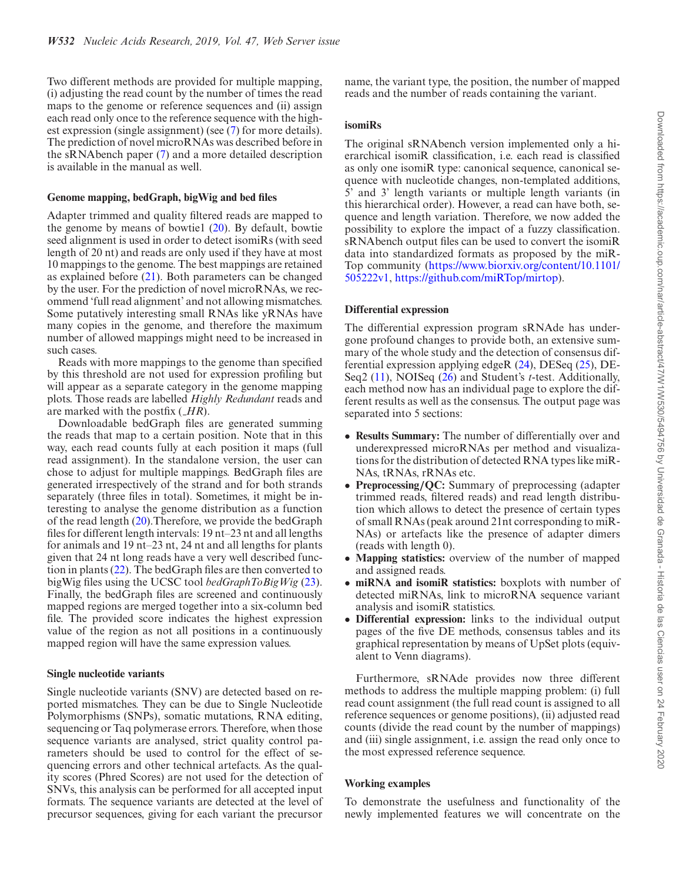Two different methods are provided for multiple mapping, (i) adjusting the read count by the number of times the read maps to the genome or reference sequences and (ii) assign each read only once to the reference sequence with the highest expression (single assignment) (see (7) for more details). The prediction of novel microRNAs was described before in the sRNAbench paper (7) and a more detailed description is available in the manual as well.

### Genome mapping, bedGraph, bigWig and bed files

Adapter trimmed and quality filtered reads are mapped to the genome by means of bowtie1 (20). By default, bowtie seed alignment is used in order to detect isomiRs (with seed length of 20 nt) and reads are only used if they have at most 10 mappings to the genome. The best mappings are retained as explained before (21). Both parameters can be changed by the user. For the prediction of novel microRNAs, we recommend 'full read alignment' and not allowing mismatches. Some putatively interesting small RNAs like yRNAs have many copies in the genome, and therefore the maximum number of allowed mappings might need to be increased in such cases.

Reads with more mappings to the genome than specified by this threshold are not used for expression profiling but will appear as a separate category in the genome mapping plots. Those reads are labelled *Highly Redundant* reads and are marked with the postfix (*_HR*).

Downloadable bedGraph files are generated summing the reads that map to a certain position. Note that in this way, each read counts fully at each position it maps (full read assignment). In the standalone version, the user can chose to adjust for multiple mappings. BedGraph files are generated irrespectively of the strand and for both strands separately (three files in total). Sometimes, it might be interesting to analyse the genome distribution as a function of the read length (20).Therefore, we provide the bedGraph files for different length intervals: 19 nt–23 nt and all lengths for animals and 19 nt–23 nt, 24 nt and all lengths for plants given that 24 nt long reads have a very well described function in plants (22). The bedGraph files are then converted to bigWig files using the UCSC tool *bedGraphToBigWig* (23). Finally, the bedGraph files are screened and continuously mapped regions are merged together into a six-column bed file. The provided score indicates the highest expression value of the region as not all positions in a continuously mapped region will have the same expression values.

### Single nucleotide variants

Single nucleotide variants (SNV) are detected based on reported mismatches. They can be due to Single Nucleotide Polymorphisms (SNPs), somatic mutations, RNA editing, sequencing or Taq polymerase errors. Therefore, when those sequence variants are analysed, strict quality control parameters should be used to control for the effect of sequencing errors and other technical artefacts. As the quality scores (Phred Scores) are not used for the detection of SNVs, this analysis can be performed for all accepted input formats. The sequence variants are detected at the level of precursor sequences, giving for each variant the precursor name, the variant type, the position, the number of mapped reads and the number of reads containing the variant.

### isomiRs

The original sRNAbench version implemented only a hierarchical isomiR classification, i.e. each read is classified as only one isomiR type: canonical sequence, canonical sequence with nucleotide changes, non-templated additions, 5' and 3' length variants or multiple length variants (in this hierarchical order). However, a read can have both, sequence and length variation. Therefore, we now added the possibility to explore the impact of a fuzzy classification. sRNAbench output files can be used to convert the isomiR data into standardized formats as proposed by the miRTop community (https://www.biorxiv.org/content/10.1101/505222v1, https://github.com/miRTop/mirtop).

### Differential expression

The differential expression program sRNAde has undergone profound changes to provide both, an extensive summary of the whole study and the detection of consensus differential expression applying edgeR (24), DESeq (25), DESeq2 (11), NOISeq (26) and Student's *t*-test. Additionally, each method now has an individual page to explore the different results as well as the consensus. The output page was separated into 5 sections:

- **Results Summary:** The number of differentially over and underexpressed microRNAs per method and visualizations for the distribution of detected RNA types like miRNAs, tRNAs, rRNAs etc.
- **Preprocessing/QC:** Summary of preprocessing (adapter trimmed reads, filtered reads) and read length distribution which allows to detect the presence of certain types of small RNAs (peak around 21nt corresponding to miRNAs) or artefacts like the presence of adapter dimers (reads with length 0).
- **Mapping statistics:** overview of the number of mapped and assigned reads.
- **miRNA and isomiR statistics:** boxplots with number of detected miRNAs, link to microRNA sequence variant analysis and isomiR statistics.
- **Differential expression:** links to the individual output pages of the five DE methods, consensus tables and its graphical representation by means of UpSet plots (equivalent to Venn diagrams).

Furthermore, sRNAde provides now three different methods to address the multiple mapping problem: (i) full read count assignment (the full read count is assigned to all reference sequences or genome positions), (ii) adjusted read counts (divide the read count by the number of mappings) and (iii) single assignment, i.e. assign the read only once to the most expressed reference sequence.

### Working examples

To demonstrate the usefulness and functionality of the newly implemented features we will concentrate on the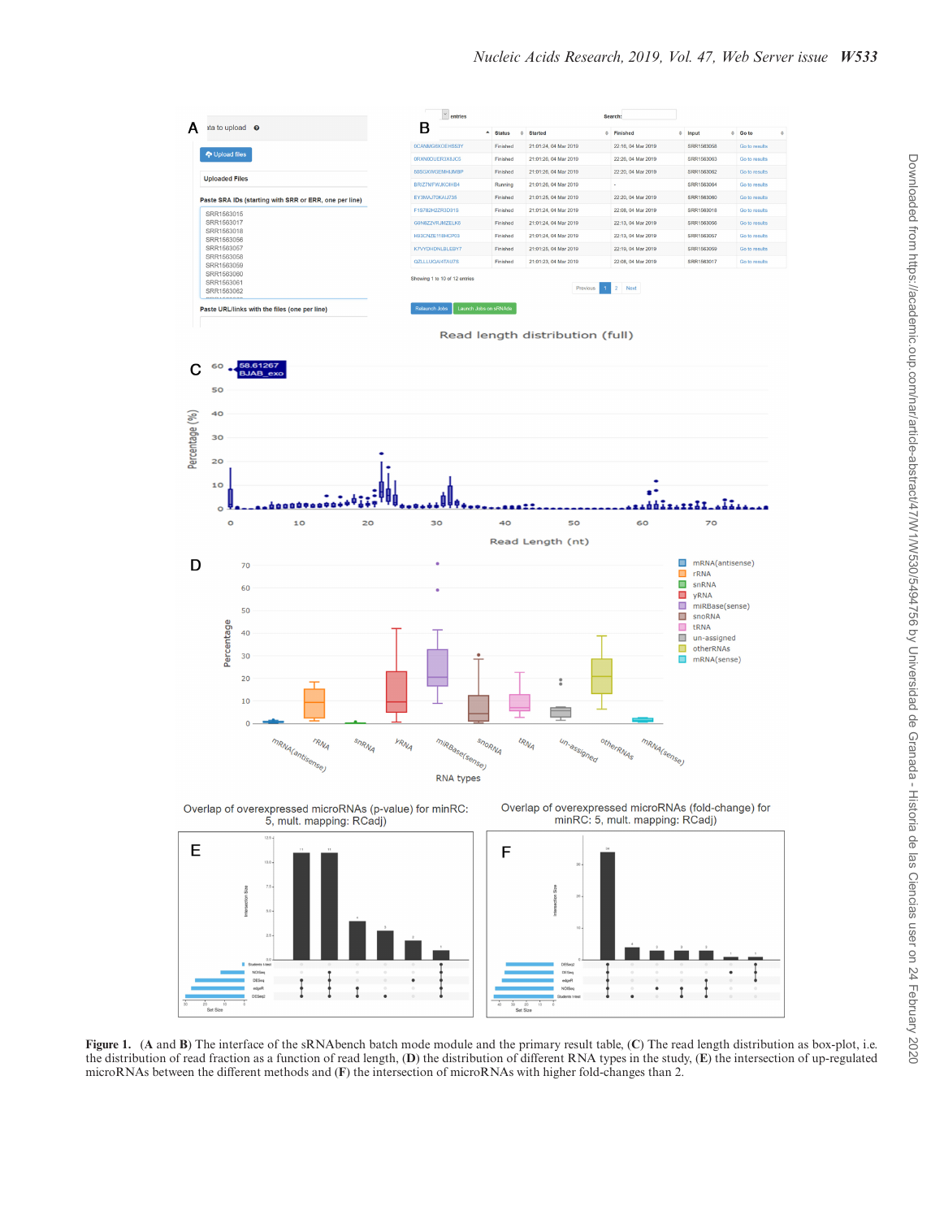**Figure 1.** (**A** and **B**) The interface of the sRNAbench batch mode module and the primary result table, (**C**) The read length distribution as box-plot, i.e. the distribution of read fraction as a function of read length, (**D**) the distribution of different RNA types in the study, (**E**) the intersection of up-regulated microRNAs between the different methods and (**F**) the intersection of microRNAs with higher fold-changes than 2.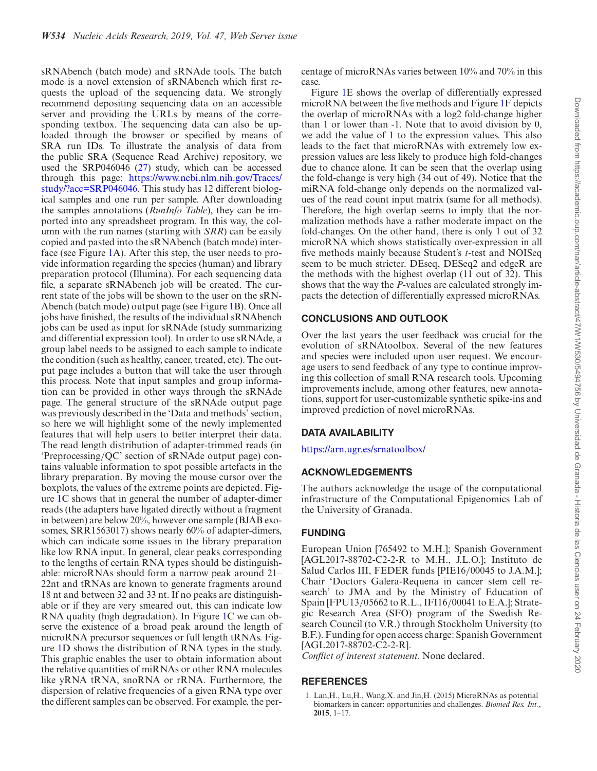sRNAbench (batch mode) and sRNAde tools. The batch mode is a novel extension of sRNAbench which first requests the upload of the sequencing data. We strongly recommend depositing sequencing data on an accessible server and providing the URLs by means of the corresponding textbox. The sequencing data can also be uploaded through the browser or specified by means of SRA run IDs. To illustrate the analysis of data from the public SRA (Sequence Read Archive) repository, we used the SRP046046 (27) study, which can be accessed through this page: https://www.ncbi.nlm.nih.gov/Traces/study/?acc=SRP046046. This study has 12 different biological samples and one run per sample. After downloading the samples annotations (*RunInfo Table*), they can be imported into any spreadsheet program. In this way, the column with the run names (starting with *SRR*) can be easily copied and pasted into the sRNAbench (batch mode) interface (see Figure 1A). After this step, the user needs to provide information regarding the species (human) and library preparation protocol (Illumina). For each sequencing data file, a separate sRNAbench job will be created. The current state of the jobs will be shown to the user on the sRNAbench (batch mode) output page (see Figure 1B). Once all jobs have finished, the results of the individual sRNAbench jobs can be used as input for sRNAde (study summarizing and differential expression tool). In order to use sRNAde, a group label needs to be assigned to each sample to indicate the condition (such as healthy, cancer, treated, etc). The output page includes a button that will take the user through this process. Note that input samples and group information can be provided in other ways through the sRNAde page. The general structure of the sRNAde output page was previously described in the 'Data and methods' section, so here we will highlight some of the newly implemented features that will help users to better interpret their data. The read length distribution of adapter-trimmed reads (in 'Preprocessing/QC' section of sRNAde output page) contains valuable information to spot possible artefacts in the library preparation. By moving the mouse cursor over the boxplots, the values of the extreme points are depicted. Figure 1C shows that in general the number of adapter-dimer reads (the adapters have ligated directly without a fragment in between) are below 20%, however one sample (BJAB exosomes, SRR1563017) shows nearly 60% of adapter-dimers, which can indicate some issues in the library preparation like low RNA input. In general, clear peaks corresponding to the lengths of certain RNA types should be distinguishable: microRNAs should form a narrow peak around 21–22nt and tRNAs are known to generate fragments around 18 nt and between 32 and 33 nt. If no peaks are distinguishable or if they are very smeared out, this can indicate low RNA quality (high degradation). In Figure 1C we can observe the existence of a broad peak around the length of microRNA precursor sequences or full length tRNAs. Figure 1D shows the distribution of RNA types in the study. This graphic enables the user to obtain information about the relative quantities of miRNAs or other RNA molecules like yRNA tRNA, snoRNA or rRNA. Furthermore, the dispersion of relative frequencies of a given RNA type over the different samples can be observed. For example, the percentage of microRNAs varies between 10% and 70% in this case.

Figure 1E shows the overlap of differentially expressed microRNA between the five methods and Figure 1F depicts the overlap of microRNAs with a log2 fold-change higher than 1 or lower than -1. Note that to avoid division by 0, we add the value of 1 to the expression values. This also leads to the fact that microRNAs with extremely low expression values are less likely to produce high fold-changes due to chance alone. It can be seen that the overlap using the fold-change is very high (34 out of 49). Notice that the miRNA fold-change only depends on the normalized values of the read count input matrix (same for all methods). Therefore, the high overlap seems to imply that the normalization methods have a rather moderate impact on the fold-changes. On the other hand, there is only 1 out of 32 microRNA which shows statistically over-expression in all five methods mainly because Student's $t$-test and NOISeq seem to be much stricter. DEseq, DESeq2 and edgeR are the methods with the highest overlap (11 out of 32). This shows that the way the $P$-values are calculated strongly impacts the detection of differentially expressed microRNAs.

## CONCLUSIONS AND OUTLOOK

Over the last years the user feedback was crucial for the evolution of sRNAtoolbox. Several of the new features and species were included upon user request. We encourage users to send feedback of any type to continue improving this collection of small RNA research tools. Upcoming improvements include, among other features, new annotations, support for user-customizable synthetic spike-ins and improved prediction of novel microRNAs.

## DATA AVAILABILITY

https://arn.ugr.es/srnatoolbox/

## ACKNOWLEDGEMENTS

The authors acknowledge the usage of the computational infrastructure of the Computational Epigenomics Lab of the University of Granada.

## FUNDING

European Union [765492 to M.H.]; Spanish Government [AGL2017-88702-C2-2-R to M.H., J.L.O.]; Instituto de Salud Carlos III, FEDER funds [PIE16/00045 to J.A.M.]; Chair 'Doctors Galera-Requena in cancer stem cell research' to JMA and by the Ministry of Education of Spain [FPU13/05662 to R.L., IFI16/00041 to E.A.]; Strategic Research Area (SFO) program of the Swedish Research Council (to V.R.) through Stockholm University (to B.F.). Funding for open access charge: Spanish Government [AGL2017-88702-C2-2-R].

*Conflict of interest statement.* None declared.

## REFERENCES

1. Lan,H., Lu,H., Wang,X. and Jin,H. (2015) MicroRNAs as potential biomarkers in cancer: opportunities and challenges. *Biomed Res. Int.*, **2015**, 1–17.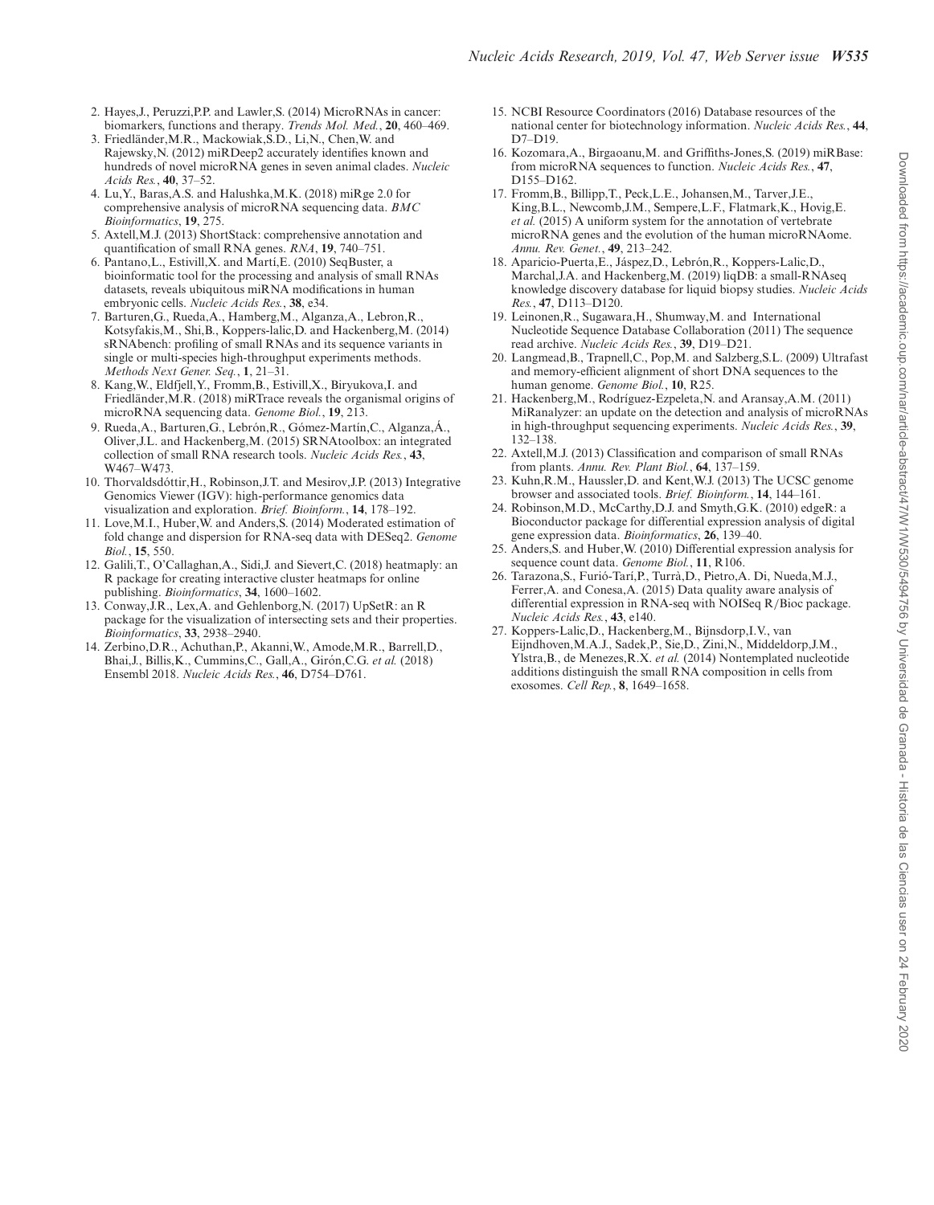2. Hayes,J., Peruzzi,P.P. and Lawler,S. (2014) MicroRNAs in cancer: biomarkers, functions and therapy. *Trends Mol. Med.*, **20**, 460–469.
3. Friedländer,M.R., Mackowiak,S.D., Li,N., Chen,W. and Rajewsky,N. (2012) miRDeep2 accurately identifies known and hundreds of novel microRNA genes in seven animal clades. *Nucleic Acids Res.*, **40**, 37–52.
4. Lu,Y., Baras,A.S. and Halushka,M.K. (2018) miRge 2.0 for comprehensive analysis of microRNA sequencing data. *BMC Bioinformatics*, **19**, 275.
5. Axtell,M.J. (2013) ShortStack: comprehensive annotation and quantification of small RNA genes. *RNA*, **19**, 740–751.
6. Pantano,L., Estivill,X. and Martí,E. (2010) SeqBuster, a bioinformatic tool for the processing and analysis of small RNAs datasets, reveals ubiquitous miRNA modifications in human embryonic cells. *Nucleic Acids Res.*, **38**, e34.
7. Barturen,G., Rueda,A., Hamberg,M., Alganza,A., Lebron,R., Kotsyfakis,M., Shi,B., Koppers-lalic,D. and Hackenberg,M. (2014) sRNAbench: profiling of small RNAs and its sequence variants in single or multi-species high-throughput experiments methods. *Methods Next Gener. Seq.*, **1**, 21–31.
8. Kang,W., Eldfjell,Y., Fromm,B., Estivill,X., Biryukova,I. and Friedländer,M.R. (2018) miRTrace reveals the organismal origins of microRNA sequencing data. *Genome Biol.*, **19**, 213.
9. Rueda,A., Barturen,G., Lebrón,R., Gómez-Martín,C., Alganza,Á., Oliver,J.L. and Hackenberg,M. (2015) SRNAtoolbox: an integrated collection of small RNA research tools. *Nucleic Acids Res.*, **43**, W467–W473.
10. Thorvaldsdóttir,H., Robinson,J.T. and Mesirov,J.P. (2013) Integrative Genomics Viewer (IGV): high-performance genomics data visualization and exploration. *Brief. Bioinform.*, **14**, 178–192.
11. Love,M.I., Huber,W. and Anders,S. (2014) Moderated estimation of fold change and dispersion for RNA-seq data with DESeq2. *Genome Biol.*, **15**, 550.
12. Galili,T., O'Callaghan,A., Sidi,J. and Sievert,C. (2018) heatmaply: an R package for creating interactive cluster heatmaps for online publishing. *Bioinformatics*, **34**, 1600–1602.
13. Conway,J.R., Lex,A. and Gehlenborg,N. (2017) UpSetR: an R package for the visualization of intersecting sets and their properties. *Bioinformatics*, **33**, 2938–2940.
14. Zerbino,D.R., Achuthan,P., Akanni,W., Amode,M.R., Barrell,D., Bhai,J., Billis,K., Cummins,C., Gall,A., Girón,C.G. *et al.* (2018) Ensembl 2018. *Nucleic Acids Res.*, **46**, D754–D761.
15. NCBI Resource Coordinators (2016) Database resources of the national center for biotechnology information. *Nucleic Acids Res.*, **44**, D7–D19.
16. Kozomara,A., Birgaoanu,M. and Griffiths-Jones,S. (2019) miRBase: from microRNA sequences to function. *Nucleic Acids Res.*, **47**, D155–D162.
17. Fromm,B., Billipp,T., Peck,L.E., Johansen,M., Tarver,J.E., King,B.L., Newcomb,J.M., Sempere,L.F., Flatmark,K., Hovig,E. *et al.* (2015) A uniform system for the annotation of vertebrate microRNA genes and the evolution of the human microRNAome. *Annu. Rev. Genet.*, **49**, 213–242.
18. Aparicio-Puerta,E., Jáspez,D., Lebrón,R., Koppers-Lalic,D., Marchal,J.A. and Hackenberg,M. (2019) liqDB: a small-RNAseq knowledge discovery database for liquid biopsy studies. *Nucleic Acids Res.*, **47**, D113–D120.
19. Leinonen,R., Sugawara,H., Shumway,M. and International Nucleotide Sequence Database Collaboration (2011) The sequence read archive. *Nucleic Acids Res.*, **39**, D19–D21.
20. Langmead,B., Trapnell,C., Pop,M. and Salzberg,S.L. (2009) Ultrafast and memory-efficient alignment of short DNA sequences to the human genome. *Genome Biol.*, **10**, R25.
21. Hackenberg,M., Rodríguez-Ezpeleta,N. and Aransay,A.M. (2011) MiRanalyzer: an update on the detection and analysis of microRNAs in high-throughput sequencing experiments. *Nucleic Acids Res.*, **39**, 132–138.
22. Axtell,M.J. (2013) Classification and comparison of small RNAs from plants. *Annu. Rev. Plant Biol.*, **64**, 137–159.
23. Kuhn,R.M., Haussler,D. and Kent,W.J. (2013) The UCSC genome browser and associated tools. *Brief. Bioinform.*, **14**, 144–161.
24. Robinson,M.D., McCarthy,D.J. and Smyth,G.K. (2010) edgeR: a Bioconductor package for differential expression analysis of digital gene expression data. *Bioinformatics*, **26**, 139–40.
25. Anders,S. and Huber,W. (2010) Differential expression analysis for sequence count data. *Genome Biol.*, **11**, R106.
26. Tarazona,S., Furió-Tarí,P., Turrà,D., Pietro,A. Di, Nueda,M.J., Ferrer,A. and Conesa,A. (2015) Data quality aware analysis of differential expression in RNA-seq with NOISeq R/Bioc package. *Nucleic Acids Res.*, **43**, e140.
27. Koppers-Lalic,D., Hackenberg,M., Bijnsdorp,I.V., van Eijndhoven,M.A.J., Sadek,P., Sie,D., Zini,N., Middeldorp,J.M., Ylstra,B., de Menezes,R.X. *et al.* (2014) Nontemplated nucleotide additions distinguish the small RNA composition in cells from exosomes. *Cell Rep.*, **8**, 1649–1658.